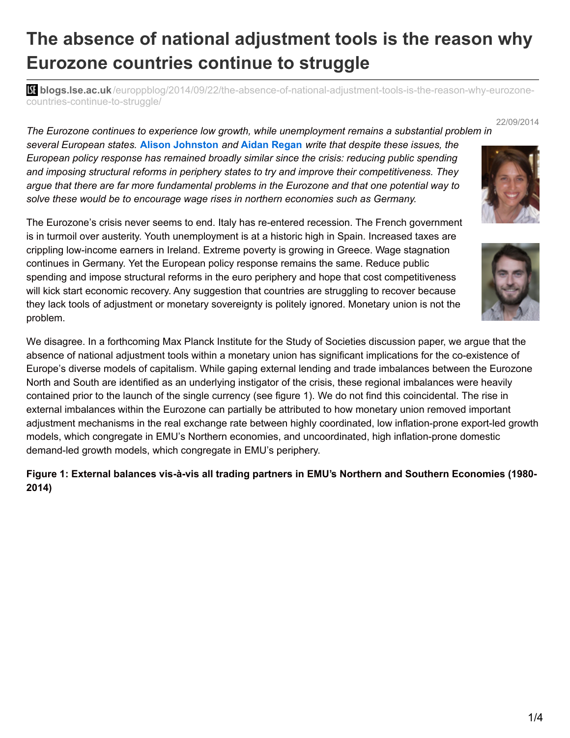# The absence of national adjustment tools is the reason why Eurozone countries continue to struggle

**blogs.lse.ac.uk**/europpblog/2014/09/22/the-absence-of-national-adjustment-tools-is-the-reason-why-eurozone-countries-continue-to-struggle/

22/09/2014

*The Eurozone continues to experience low growth, while unemployment remains a substantial problem in several European states.* **Alison Johnston** *and* **Aidan Regan** *write that despite these issues, the European policy response has remained broadly similar since the crisis: reducing public spending and imposing structural reforms in periphery states to try and improve their competitiveness. They argue that there are far more fundamental problems in the Eurozone and that one potential way to solve these would be to encourage wage rises in northern economies such as Germany.*

The Eurozone's crisis never seems to end. Italy has re-entered recession. The French government is in turmoil over austerity. Youth unemployment is at a historic high in Spain. Increased taxes are crippling low-income earners in Ireland. Extreme poverty is growing in Greece. Wage stagnation continues in Germany. Yet the European policy response remains the same. Reduce public spending and impose structural reforms in the euro periphery and hope that cost competitiveness will kick start economic recovery. Any suggestion that countries are struggling to recover because they lack tools of adjustment or monetary sovereignty is politely ignored. Monetary union is not the problem.

We disagree. In a forthcoming Max Planck Institute for the Study of Societies discussion paper, we argue that the absence of national adjustment tools within a monetary union has significant implications for the co-existence of Europe's diverse models of capitalism. While gaping external lending and trade imbalances between the Eurozone North and South are identified as an underlying instigator of the crisis, these regional imbalances were heavily contained prior to the launch of the single currency (see figure 1). We do not find this coincidental. The rise in external imbalances within the Eurozone can partially be attributed to how monetary union removed important adjustment mechanisms in the real exchange rate between highly coordinated, low inflation-prone export-led growth models, which congregate in EMU's Northern economies, and uncoordinated, high inflation-prone domestic demand-led growth models, which congregate in EMU's periphery.

**Figure 1: External balances vis-à-vis all trading partners in EMU's Northern and Southern Economies (1980-2014)**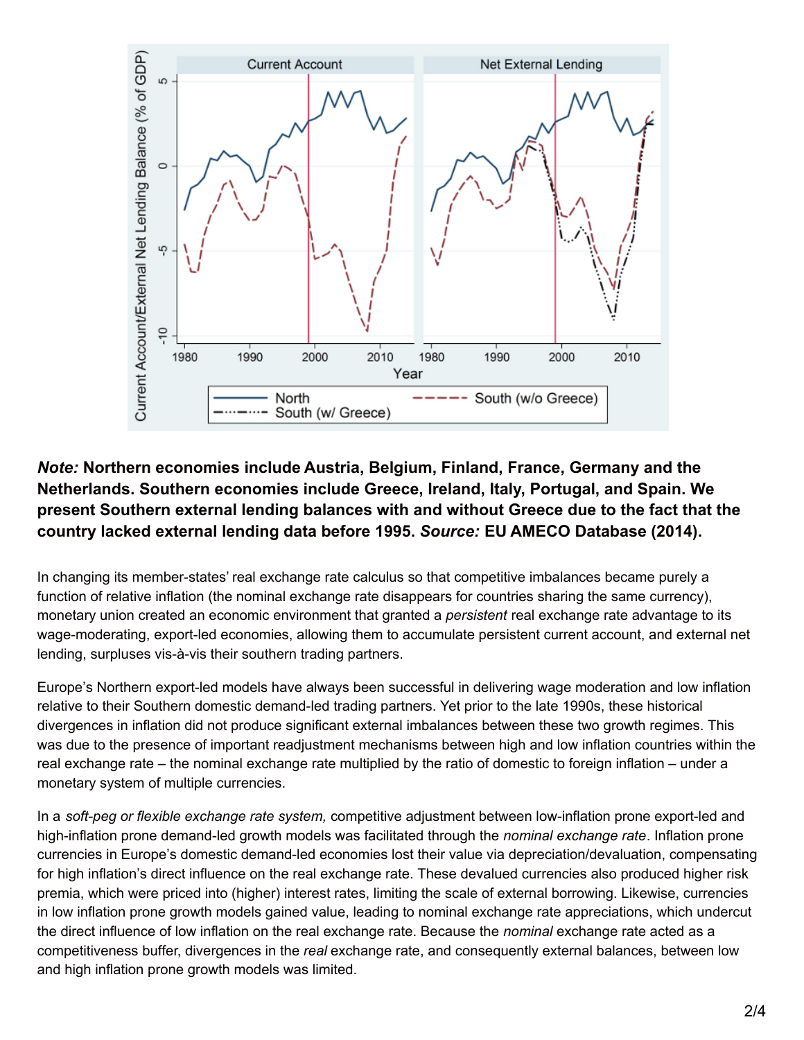***Note:* Northern economies include Austria, Belgium, Finland, France, Germany and the Netherlands. Southern economies include Greece, Ireland, Italy, Portugal, and Spain. We present Southern external lending balances with and without Greece due to the fact that the country lacked external lending data before 1995. *Source:* EU AMECO Database (2014).**

In changing its member-states' real exchange rate calculus so that competitive imbalances became purely a function of relative inflation (the nominal exchange rate disappears for countries sharing the same currency), monetary union created an economic environment that granted a *persistent* real exchange rate advantage to its wage-moderating, export-led economies, allowing them to accumulate persistent current account, and external net lending, surpluses vis-à-vis their southern trading partners.

Europe's Northern export-led models have always been successful in delivering wage moderation and low inflation relative to their Southern domestic demand-led trading partners. Yet prior to the late 1990s, these historical divergences in inflation did not produce significant external imbalances between these two growth regimes. This was due to the presence of important readjustment mechanisms between high and low inflation countries within the real exchange rate – the nominal exchange rate multiplied by the ratio of domestic to foreign inflation – under a monetary system of multiple currencies.

In a *soft-peg or flexible exchange rate system,* competitive adjustment between low-inflation prone export-led and high-inflation prone demand-led growth models was facilitated through the *nominal exchange rate*. Inflation prone currencies in Europe's domestic demand-led economies lost their value via depreciation/devaluation, compensating for high inflation's direct influence on the real exchange rate. These devalued currencies also produced higher risk premia, which were priced into (higher) interest rates, limiting the scale of external borrowing. Likewise, currencies in low inflation prone growth models gained value, leading to nominal exchange rate appreciations, which undercut the direct influence of low inflation on the real exchange rate. Because the *nominal* exchange rate acted as a competitiveness buffer, divergences in the *real* exchange rate, and consequently external balances, between low and high inflation prone growth models was limited.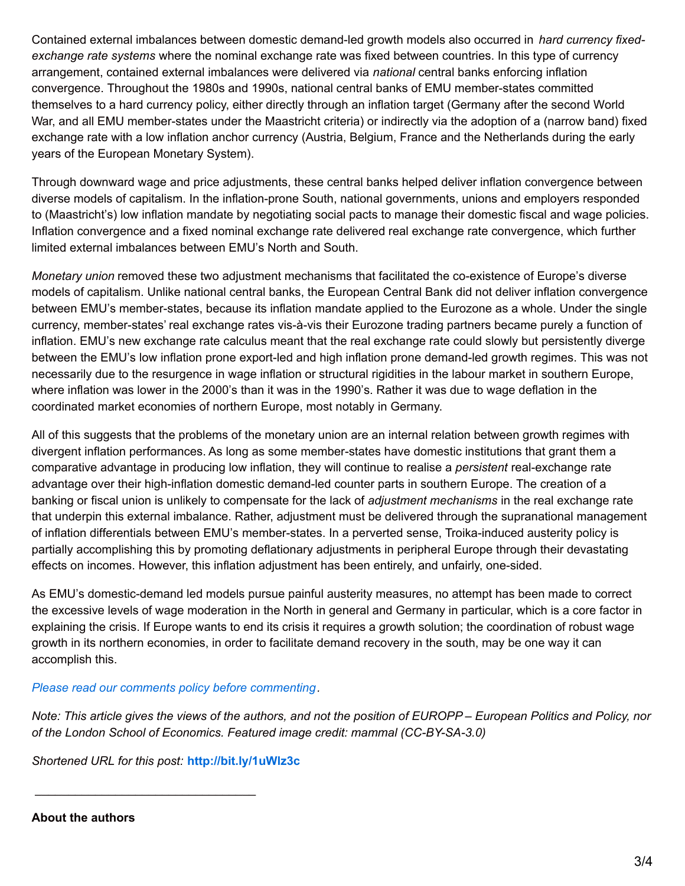Contained external imbalances between domestic demand-led growth models also occurred in *hard currency fixed-exchange rate systems* where the nominal exchange rate was fixed between countries. In this type of currency arrangement, contained external imbalances were delivered via *national* central banks enforcing inflation convergence. Throughout the 1980s and 1990s, national central banks of EMU member-states committed themselves to a hard currency policy, either directly through an inflation target (Germany after the second World War, and all EMU member-states under the Maastricht criteria) or indirectly via the adoption of a (narrow band) fixed exchange rate with a low inflation anchor currency (Austria, Belgium, France and the Netherlands during the early years of the European Monetary System).

Through downward wage and price adjustments, these central banks helped deliver inflation convergence between diverse models of capitalism. In the inflation-prone South, national governments, unions and employers responded to (Maastricht's) low inflation mandate by negotiating social pacts to manage their domestic fiscal and wage policies. Inflation convergence and a fixed nominal exchange rate delivered real exchange rate convergence, which further limited external imbalances between EMU's North and South.

*Monetary union* removed these two adjustment mechanisms that facilitated the co-existence of Europe's diverse models of capitalism. Unlike national central banks, the European Central Bank did not deliver inflation convergence between EMU's member-states, because its inflation mandate applied to the Eurozone as a whole. Under the single currency, member-states' real exchange rates vis-à-vis their Eurozone trading partners became purely a function of inflation. EMU's new exchange rate calculus meant that the real exchange rate could slowly but persistently diverge between the EMU's low inflation prone export-led and high inflation prone demand-led growth regimes. This was not necessarily due to the resurgence in wage inflation or structural rigidities in the labour market in southern Europe, where inflation was lower in the 2000's than it was in the 1990's. Rather it was due to wage deflation in the coordinated market economies of northern Europe, most notably in Germany.

All of this suggests that the problems of the monetary union are an internal relation between growth regimes with divergent inflation performances. As long as some member-states have domestic institutions that grant them a comparative advantage in producing low inflation, they will continue to realise a *persistent* real-exchange rate advantage over their high-inflation domestic demand-led counter parts in southern Europe. The creation of a banking or fiscal union is unlikely to compensate for the lack of *adjustment mechanisms* in the real exchange rate that underpin this external imbalance. Rather, adjustment must be delivered through the supranational management of inflation differentials between EMU's member-states. In a perverted sense, Troika-induced austerity policy is partially accomplishing this by promoting deflationary adjustments in peripheral Europe through their devastating effects on incomes. However, this inflation adjustment has been entirely, and unfairly, one-sided.

As EMU's domestic-demand led models pursue painful austerity measures, no attempt has been made to correct the excessive levels of wage moderation in the North in general and Germany in particular, which is a core factor in explaining the crisis. If Europe wants to end its crisis it requires a growth solution; the coordination of robust wage growth in its northern economies, in order to facilitate demand recovery in the south, may be one way it can accomplish this.

*Please read our comments policy before commenting*.

*Note: This article gives the views of the authors, and not the position of EUROPP – European Politics and Policy, nor of the London School of Economics. Featured image credit: mammal (CC-BY-SA-3.0)*

*Shortened URL for this post:* **http://bit.ly/1uWlz3c**

---

**About the authors**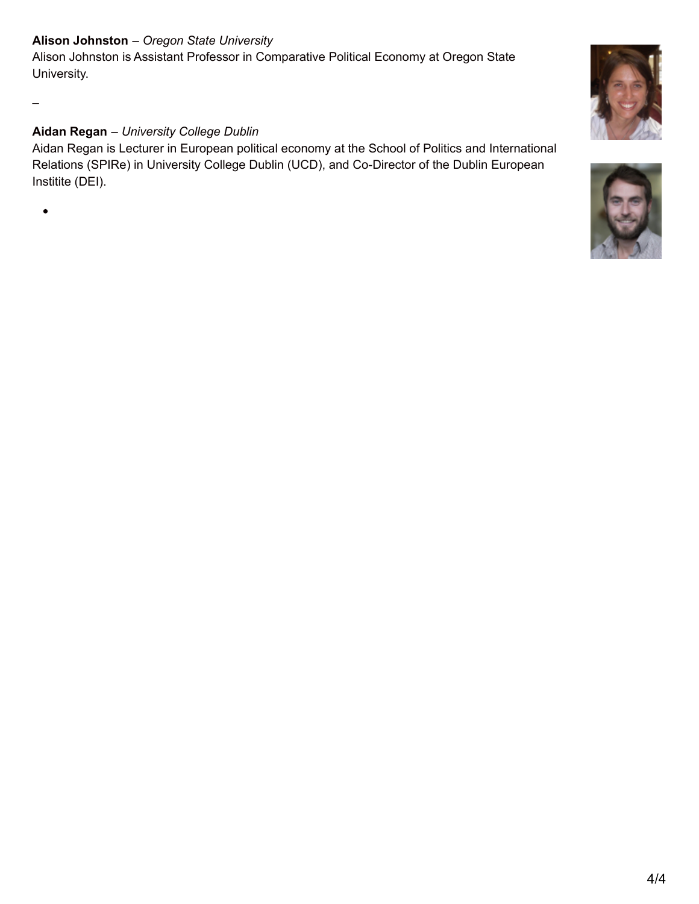**Alison Johnston** – *Oregon State University*
Alison Johnston is Assistant Professor in Comparative Political Economy at Oregon State University.

–

**Aidan Regan** – *University College Dublin*
Aidan Regan is Lecturer in European political economy at the School of Politics and International Relations (SPIRe) in University College Dublin (UCD), and Co-Director of the Dublin European Institite (DEI).